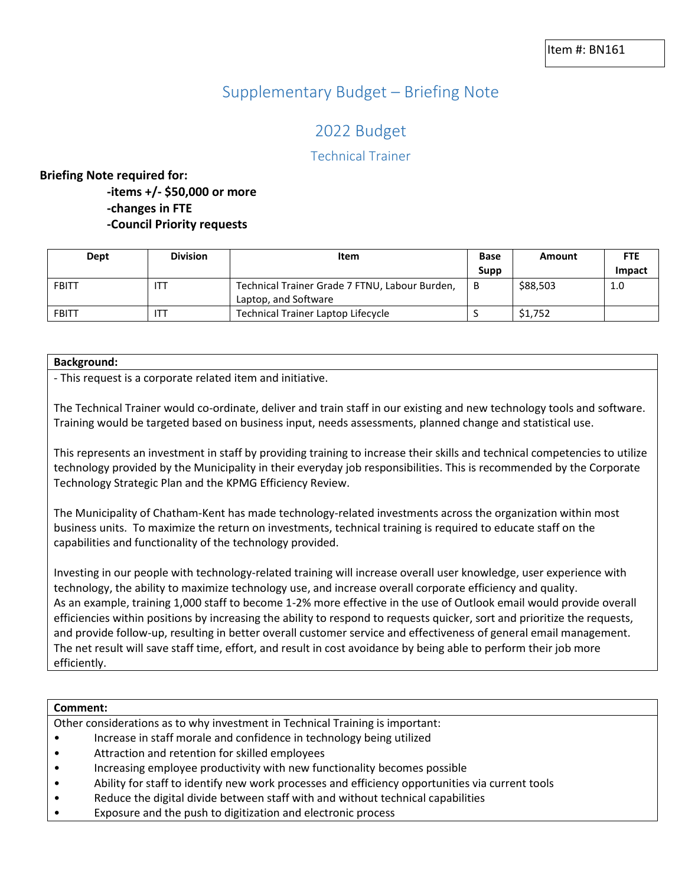Item #: BN161

# Supplementary Budget – Briefing Note

## 2022 Budget

### Technical Trainer

**Briefing Note required for:**

**-items +/- $50,000 or more**
**-changes in FTE**
**-Council Priority requests**

| Dept | Division | Item | Base Supp | Amount | FTE Impact |
|---|---|---|---|---|---|
| FBITT | ITT | Technical Trainer Grade 7 FTNU, Labour Burden, Laptop, and Software | B | $88,503 | 1.0 |
| FBITT | ITT | Technical Trainer Laptop Lifecycle | S | $1,752 | |

**Background:**

- This request is a corporate related item and initiative.

The Technical Trainer would co-ordinate, deliver and train staff in our existing and new technology tools and software. Training would be targeted based on business input, needs assessments, planned change and statistical use.

This represents an investment in staff by providing training to increase their skills and technical competencies to utilize technology provided by the Municipality in their everyday job responsibilities. This is recommended by the Corporate Technology Strategic Plan and the KPMG Efficiency Review.

The Municipality of Chatham-Kent has made technology-related investments across the organization within most business units. To maximize the return on investments, technical training is required to educate staff on the capabilities and functionality of the technology provided.

Investing in our people with technology-related training will increase overall user knowledge, user experience with technology, the ability to maximize technology use, and increase overall corporate efficiency and quality.
As an example, training 1,000 staff to become 1-2% more effective in the use of Outlook email would provide overall efficiencies within positions by increasing the ability to respond to requests quicker, sort and prioritize the requests, and provide follow-up, resulting in better overall customer service and effectiveness of general email management. The net result will save staff time, effort, and result in cost avoidance by being able to perform their job more efficiently.

**Comment:**

Other considerations as to why investment in Technical Training is important:

- Increase in staff morale and confidence in technology being utilized
- Attraction and retention for skilled employees
- Increasing employee productivity with new functionality becomes possible
- Ability for staff to identify new work processes and efficiency opportunities via current tools
- Reduce the digital divide between staff with and without technical capabilities
- Exposure and the push to digitization and electronic process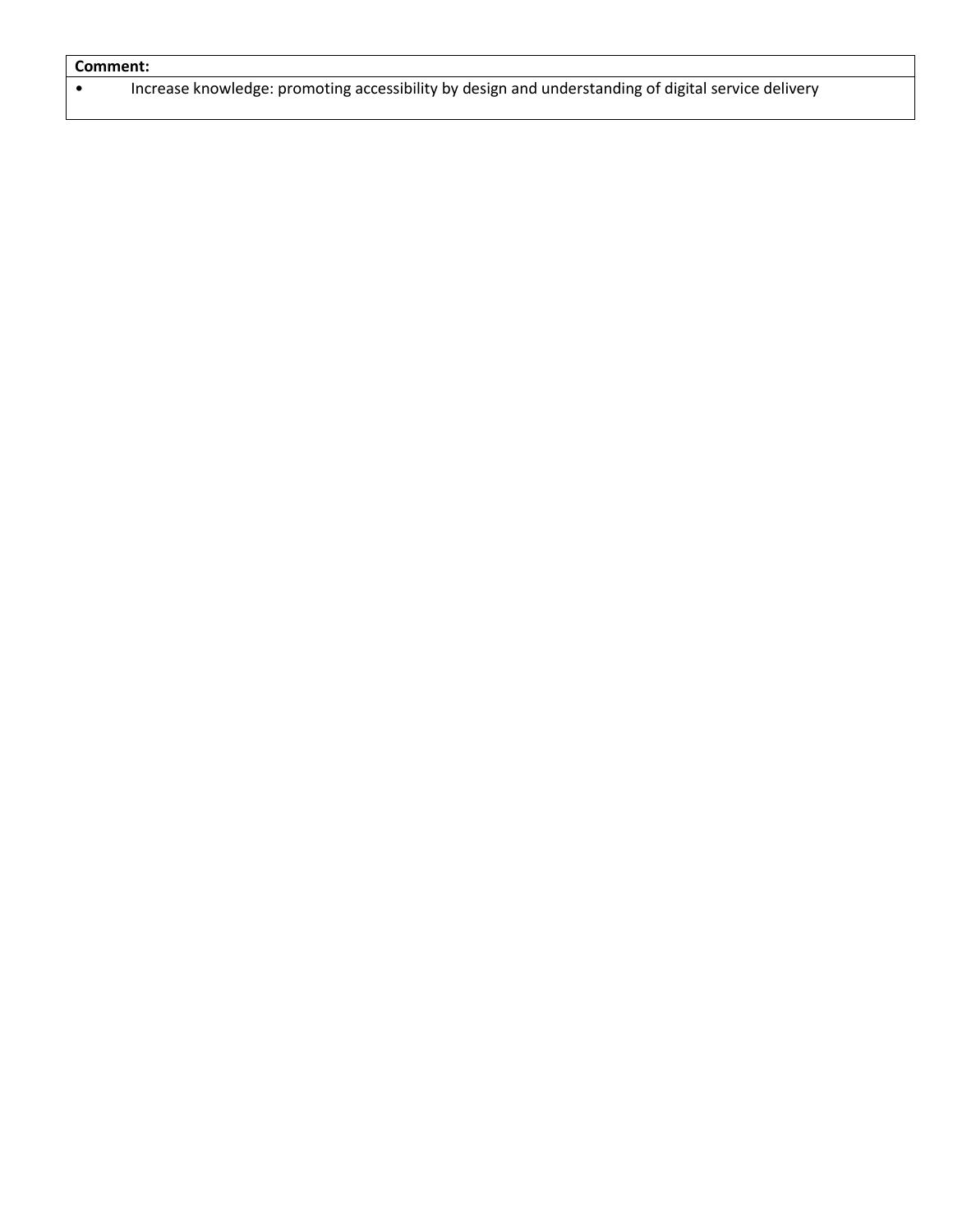| **Comment:** |
| --- |
| • Increase knowledge: promoting accessibility by design and understanding of digital service delivery |